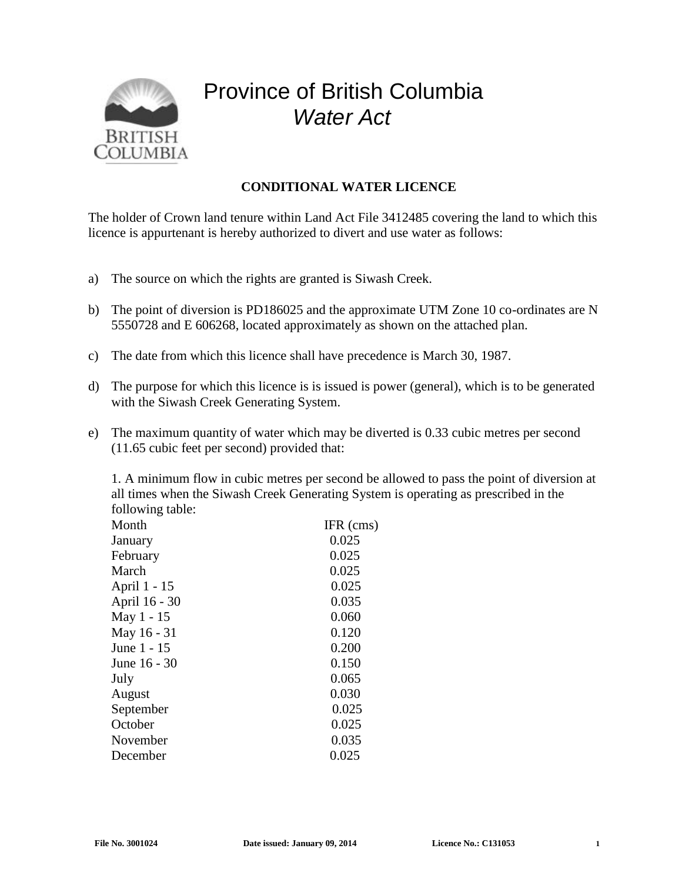# Province of British Columbia
## *Water Act*

**CONDITIONAL WATER LICENCE**

The holder of Crown land tenure within Land Act File 3412485 covering the land to which this licence is appurtenant is hereby authorized to divert and use water as follows:

a) The source on which the rights are granted is Siwash Creek.

b) The point of diversion is PD186025 and the approximate UTM Zone 10 co-ordinates are N 5550728 and E 606268, located approximately as shown on the attached plan.

c) The date from which this licence shall have precedence is March 30, 1987.

d) The purpose for which this licence is is issued is power (general), which is to be generated with the Siwash Creek Generating System.

e) The maximum quantity of water which may be diverted is 0.33 cubic metres per second (11.65 cubic feet per second) provided that:

   1. A minimum flow in cubic metres per second be allowed to pass the point of diversion at all times when the Siwash Creek Generating System is operating as prescribed in the following table:

| Month | IFR (cms) |
|---|---|
| January | 0.025 |
| February | 0.025 |
| March | 0.025 |
| April 1 - 15 | 0.025 |
| April 16 - 30 | 0.035 |
| May 1 - 15 | 0.060 |
| May 16 - 31 | 0.120 |
| June 1 - 15 | 0.200 |
| June 16 - 30 | 0.150 |
| July | 0.065 |
| August | 0.030 |
| September | 0.025 |
| October | 0.025 |
| November | 0.035 |
| December | 0.025 |

File No. 3001024 | Date issued: January 09, 2014 | Licence No.: C131053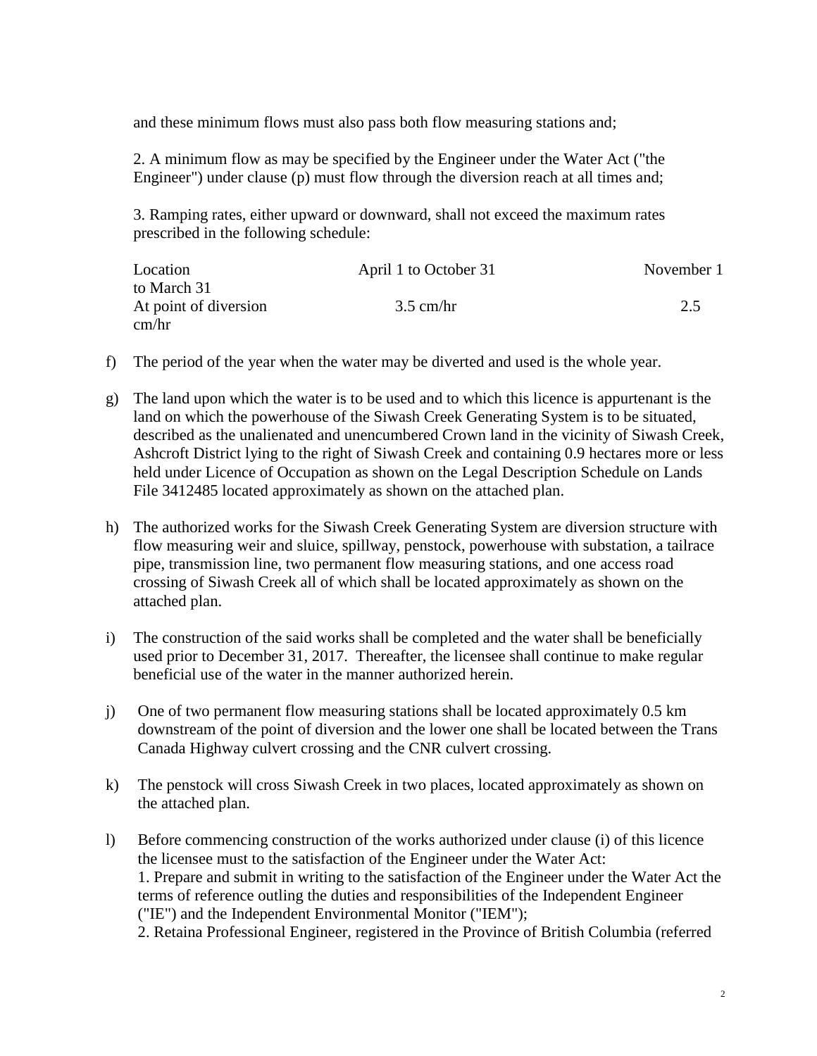and these minimum flows must also pass both flow measuring stations and;

2. A minimum flow as may be specified by the Engineer under the Water Act ("the Engineer") under clause (p) must flow through the diversion reach at all times and;

3. Ramping rates, either upward or downward, shall not exceed the maximum rates prescribed in the following schedule:

| Location | April 1 to October 31 | November 1 to March 31 |
|---|---|---|
| At point of diversion | 3.5 cm/hr | 2.5 cm/hr |

f) The period of the year when the water may be diverted and used is the whole year.

g) The land upon which the water is to be used and to which this licence is appurtenant is the land on which the powerhouse of the Siwash Creek Generating System is to be situated, described as the unalienated and unencumbered Crown land in the vicinity of Siwash Creek, Ashcroft District lying to the right of Siwash Creek and containing 0.9 hectares more or less held under Licence of Occupation as shown on the Legal Description Schedule on Lands File 3412485 located approximately as shown on the attached plan.

h) The authorized works for the Siwash Creek Generating System are diversion structure with flow measuring weir and sluice, spillway, penstock, powerhouse with substation, a tailrace pipe, transmission line, two permanent flow measuring stations, and one access road crossing of Siwash Creek all of which shall be located approximately as shown on the attached plan.

i) The construction of the said works shall be completed and the water shall be beneficially used prior to December 31, 2017. Thereafter, the licensee shall continue to make regular beneficial use of the water in the manner authorized herein.

j) One of two permanent flow measuring stations shall be located approximately 0.5 km downstream of the point of diversion and the lower one shall be located between the Trans Canada Highway culvert crossing and the CNR culvert crossing.

k) The penstock will cross Siwash Creek in two places, located approximately as shown on the attached plan.

l) Before commencing construction of the works authorized under clause (i) of this licence the licensee must to the satisfaction of the Engineer under the Water Act:
1. Prepare and submit in writing to the satisfaction of the Engineer under the Water Act the terms of reference outling the duties and responsibilities of the Independent Engineer ("IE") and the Independent Environmental Monitor ("IEM");
2. Retaina Professional Engineer, registered in the Province of British Columbia (referred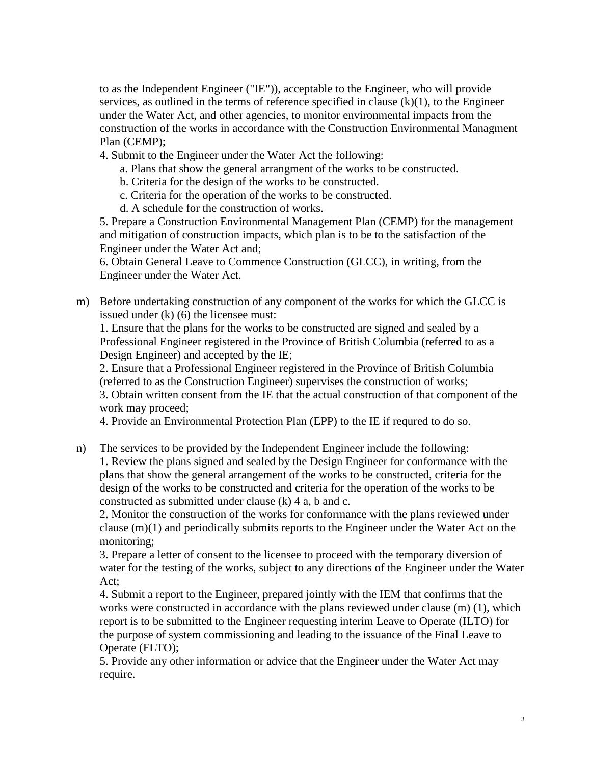to as the Independent Engineer ("IE")), acceptable to the Engineer, who will provide services, as outlined in the terms of reference specified in clause (k)(1), to the Engineer under the Water Act, and other agencies, to monitor environmental impacts from the construction of the works in accordance with the Construction Environmental Managment Plan (CEMP);

4. Submit to the Engineer under the Water Act the following:
    a. Plans that show the general arrangment of the works to be constructed.
    b. Criteria for the design of the works to be constructed.
    c. Criteria for the operation of the works to be constructed.
    d. A schedule for the construction of works.
5. Prepare a Construction Environmental Management Plan (CEMP) for the management and mitigation of construction impacts, which plan is to be to the satisfaction of the Engineer under the Water Act and;
6. Obtain General Leave to Commence Construction (GLCC), in writing, from the Engineer under the Water Act.

m) Before undertaking construction of any component of the works for which the GLCC is issued under (k) (6) the licensee must:
1. Ensure that the plans for the works to be constructed are signed and sealed by a Professional Engineer registered in the Province of British Columbia (referred to as a Design Engineer) and accepted by the IE;
2. Ensure that a Professional Engineer registered in the Province of British Columbia (referred to as the Construction Engineer) supervises the construction of works;
3. Obtain written consent from the IE that the actual construction of that component of the work may proceed;
4. Provide an Environmental Protection Plan (EPP) to the IE if requred to do so.

n) The services to be provided by the Independent Engineer include the following:
1. Review the plans signed and sealed by the Design Engineer for conformance with the plans that show the general arrangement of the works to be constructed, criteria for the design of the works to be constructed and criteria for the operation of the works to be constructed as submitted under clause (k) 4 a, b and c.
2. Monitor the construction of the works for conformance with the plans reviewed under clause (m)(1) and periodically submits reports to the Engineer under the Water Act on the monitoring;
3. Prepare a letter of consent to the licensee to proceed with the temporary diversion of water for the testing of the works, subject to any directions of the Engineer under the Water Act;
4. Submit a report to the Engineer, prepared jointly with the IEM that confirms that the works were constructed in accordance with the plans reviewed under clause (m) (1), which report is to be submitted to the Engineer requesting interim Leave to Operate (ILTO) for the purpose of system commissioning and leading to the issuance of the Final Leave to Operate (FLTO);
5. Provide any other information or advice that the Engineer under the Water Act may require.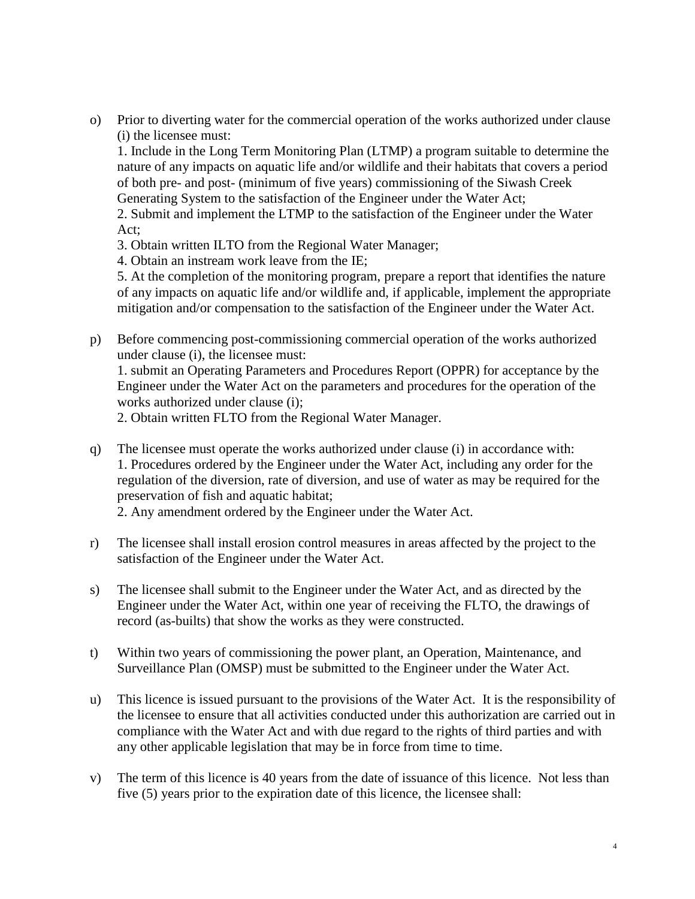o) Prior to diverting water for the commercial operation of the works authorized under clause (i) the licensee must:
   1. Include in the Long Term Monitoring Plan (LTMP) a program suitable to determine the nature of any impacts on aquatic life and/or wildlife and their habitats that covers a period of both pre- and post- (minimum of five years) commissioning of the Siwash Creek Generating System to the satisfaction of the Engineer under the Water Act;
   2. Submit and implement the LTMP to the satisfaction of the Engineer under the Water Act;
   3. Obtain written ILTO from the Regional Water Manager;
   4. Obtain an instream work leave from the IE;
   5. At the completion of the monitoring program, prepare a report that identifies the nature of any impacts on aquatic life and/or wildlife and, if applicable, implement the appropriate mitigation and/or compensation to the satisfaction of the Engineer under the Water Act.

p) Before commencing post-commissioning commercial operation of the works authorized under clause (i), the licensee must:
   1. submit an Operating Parameters and Procedures Report (OPPR) for acceptance by the Engineer under the Water Act on the parameters and procedures for the operation of the works authorized under clause (i);
   2. Obtain written FLTO from the Regional Water Manager.

q) The licensee must operate the works authorized under clause (i) in accordance with:
   1. Procedures ordered by the Engineer under the Water Act, including any order for the regulation of the diversion, rate of diversion, and use of water as may be required for the preservation of fish and aquatic habitat;
   2. Any amendment ordered by the Engineer under the Water Act.

r) The licensee shall install erosion control measures in areas affected by the project to the satisfaction of the Engineer under the Water Act.

s) The licensee shall submit to the Engineer under the Water Act, and as directed by the Engineer under the Water Act, within one year of receiving the FLTO, the drawings of record (as-builts) that show the works as they were constructed.

t) Within two years of commissioning the power plant, an Operation, Maintenance, and Surveillance Plan (OMSP) must be submitted to the Engineer under the Water Act.

u) This licence is issued pursuant to the provisions of the Water Act. It is the responsibility of the licensee to ensure that all activities conducted under this authorization are carried out in compliance with the Water Act and with due regard to the rights of third parties and with any other applicable legislation that may be in force from time to time.

v) The term of this licence is 40 years from the date of issuance of this licence. Not less than five (5) years prior to the expiration date of this licence, the licensee shall: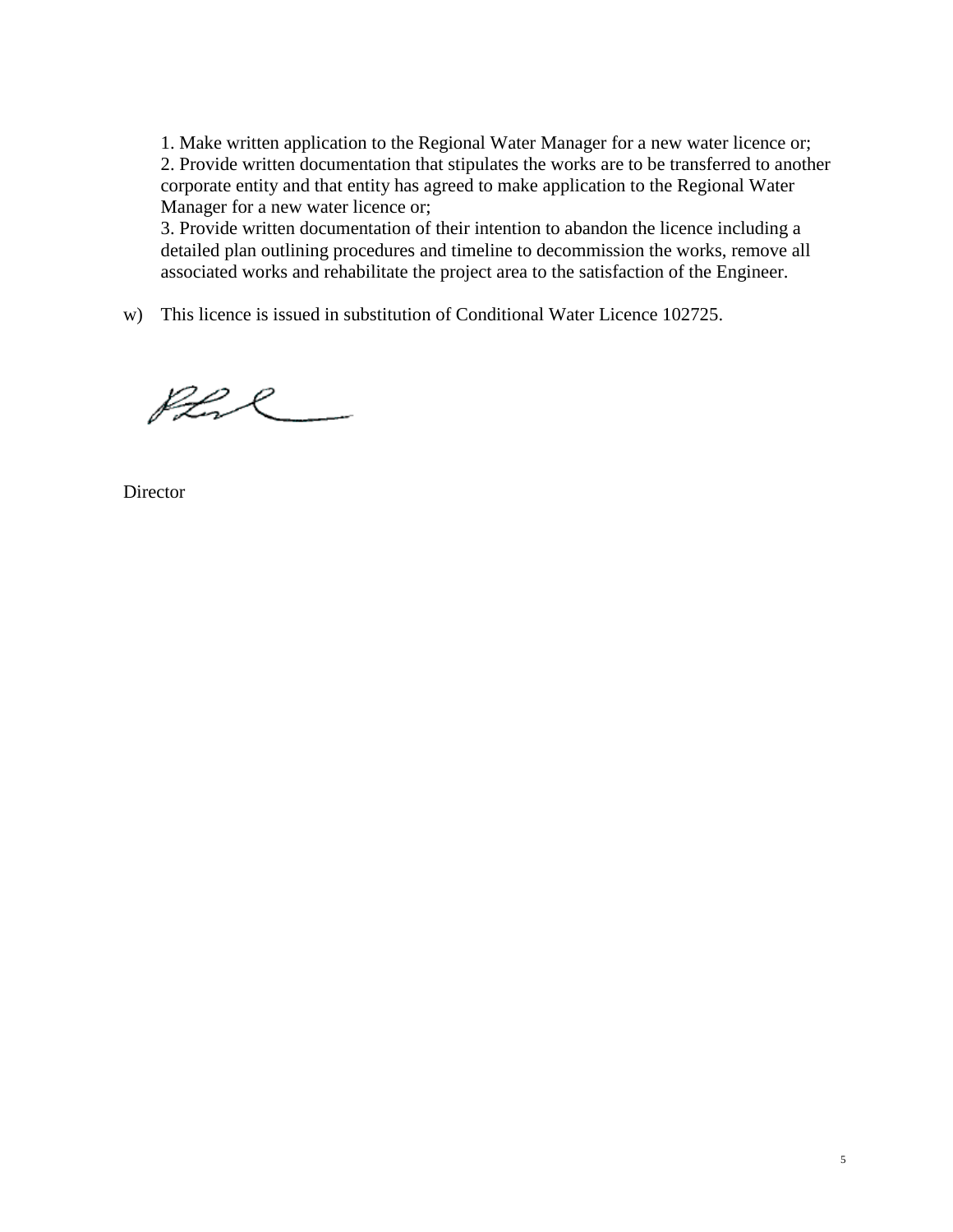1. Make written application to the Regional Water Manager for a new water licence or;
2. Provide written documentation that stipulates the works are to be transferred to another corporate entity and that entity has agreed to make application to the Regional Water Manager for a new water licence or;
3. Provide written documentation of their intention to abandon the licence including a detailed plan outlining procedures and timeline to decommission the works, remove all associated works and rehabilitate the project area to the satisfaction of the Engineer.

w) This licence is issued in substitution of Conditional Water Licence 102725.

Director